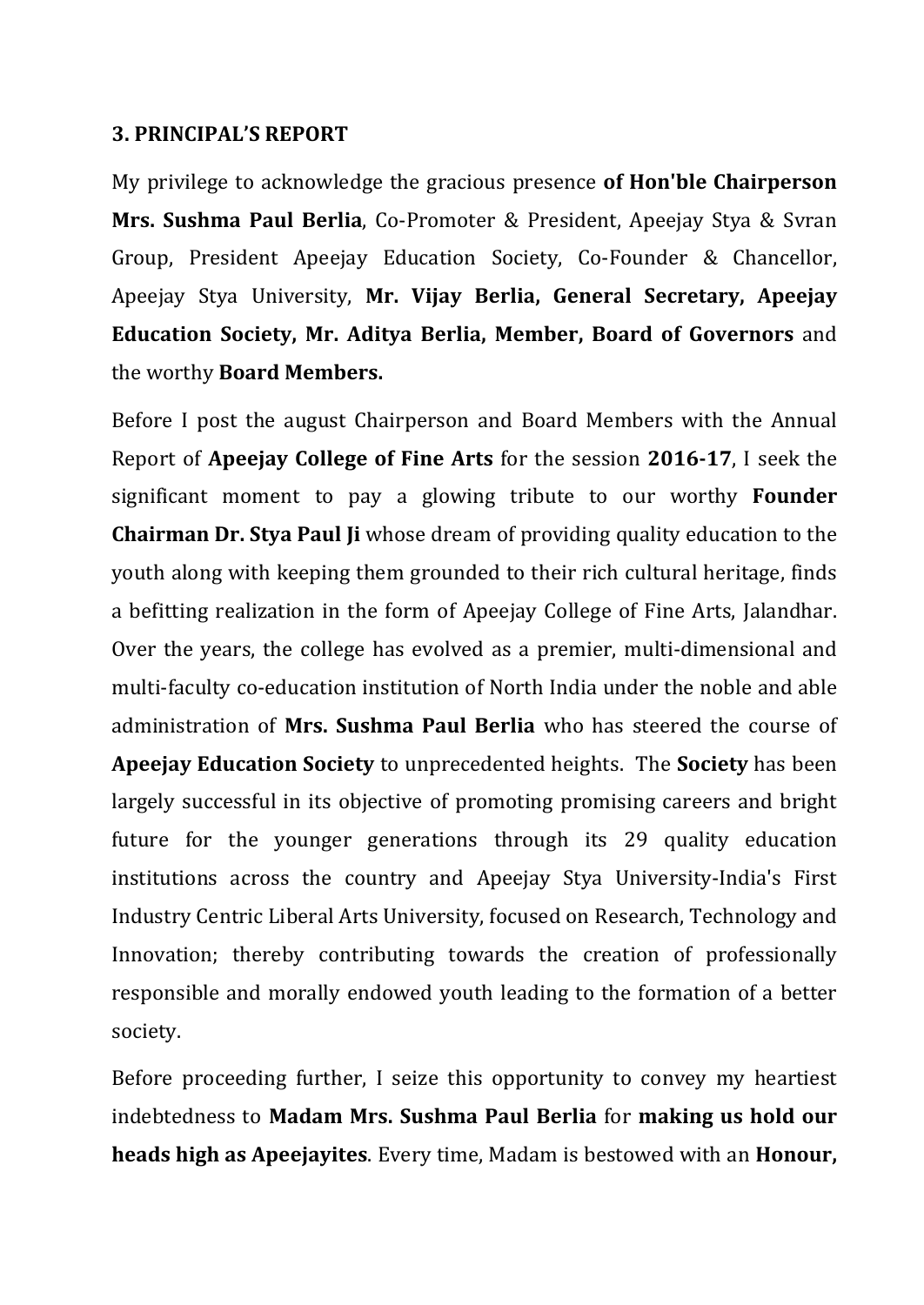### 3. PRINCIPAL'S REPORT

My privilege to acknowledge the gracious presence **of Hon'ble Chairperson Mrs. Sushma Paul Berlia**, Co-Promoter & President, Apeejay Stya & Svran Group, President Apeejay Education Society, Co-Founder & Chancellor, Apeejay Stya University, **Mr. Vijay Berlia, General Secretary, Apeejay Education Society, Mr. Aditya Berlia, Member, Board of Governors** and the worthy **Board Members.**

Before I post the august Chairperson and Board Members with the Annual Report of **Apeejay College of Fine Arts** for the session **2016-17**, I seek the significant moment to pay a glowing tribute to our worthy **Founder Chairman Dr. Stya Paul Ji** whose dream of providing quality education to the youth along with keeping them grounded to their rich cultural heritage, finds a befitting realization in the form of Apeejay College of Fine Arts, Jalandhar. Over the years, the college has evolved as a premier, multi-dimensional and multi-faculty co-education institution of North India under the noble and able administration of **Mrs. Sushma Paul Berlia** who has steered the course of **Apeejay Education Society** to unprecedented heights. The **Society** has been largely successful in its objective of promoting promising careers and bright future for the younger generations through its 29 quality education institutions across the country and Apeejay Stya University-India's First Industry Centric Liberal Arts University, focused on Research, Technology and Innovation; thereby contributing towards the creation of professionally responsible and morally endowed youth leading to the formation of a better society.

Before proceeding further, I seize this opportunity to convey my heartiest indebtedness to **Madam Mrs. Sushma Paul Berlia** for **making us hold our heads high as Apeejayites**. Every time, Madam is bestowed with an **Honour,**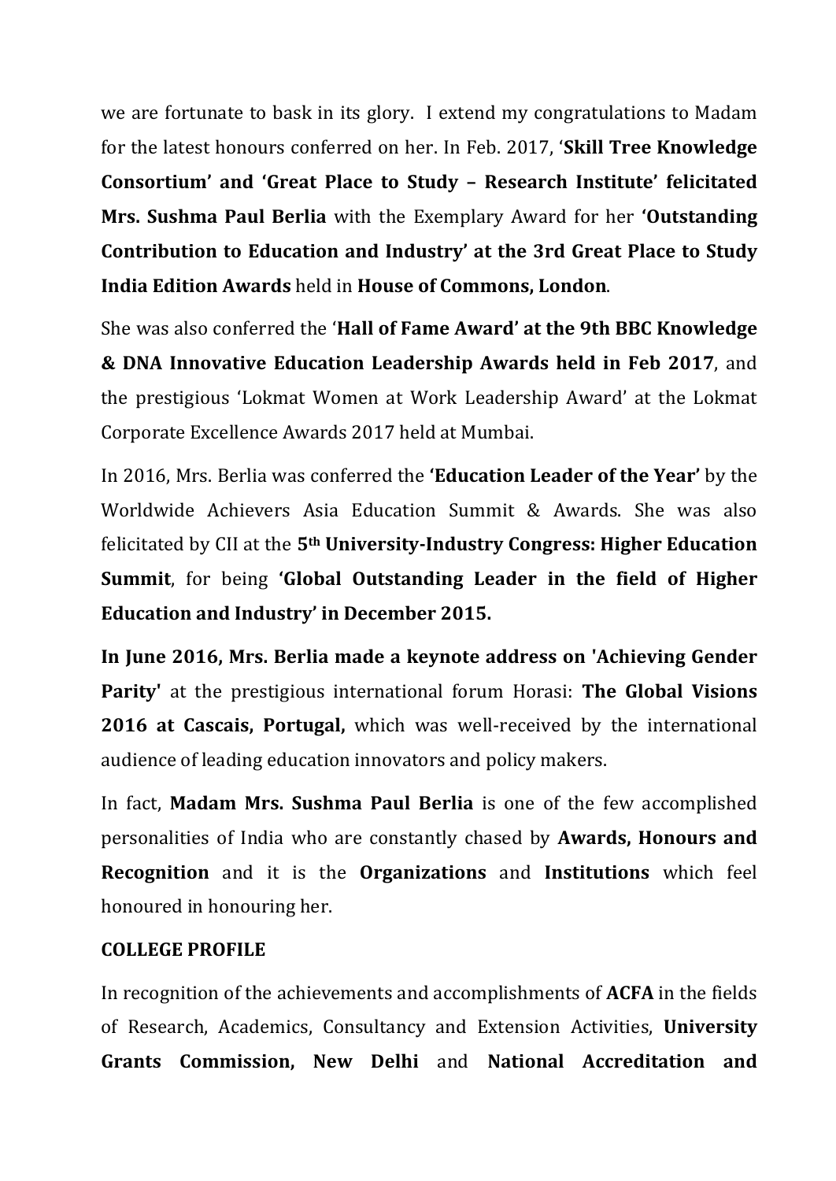we are fortunate to bask in its glory. I extend my congratulations to Madam for the latest honours conferred on her. In Feb. 2017, '**Skill Tree Knowledge Consortium' and 'Great Place to Study – Research Institute' felicitated Mrs. Sushma Paul Berlia** with the Exemplary Award for her **'Outstanding Contribution to Education and Industry' at the 3rd Great Place to Study India Edition Awards** held in **House of Commons, London**.

She was also conferred the '**Hall of Fame Award' at the 9th BBC Knowledge & DNA Innovative Education Leadership Awards held in Feb 2017**, and the prestigious 'Lokmat Women at Work Leadership Award' at the Lokmat Corporate Excellence Awards 2017 held at Mumbai.

In 2016, Mrs. Berlia was conferred the **'Education Leader of the Year'** by the Worldwide Achievers Asia Education Summit & Awards. She was also felicitated by CII at the **5th University-Industry Congress: Higher Education Summit**, for being **'Global Outstanding Leader in the field of Higher Education and Industry' in December 2015.**

**In June 2016, Mrs. Berlia made a keynote address on 'Achieving Gender Parity'** at the prestigious international forum Horasi: **The Global Visions 2016 at Cascais, Portugal,** which was well-received by the international audience of leading education innovators and policy makers.

In fact, **Madam Mrs. Sushma Paul Berlia** is one of the few accomplished personalities of India who are constantly chased by **Awards, Honours and Recognition** and it is the **Organizations** and **Institutions** which feel honoured in honouring her.

**COLLEGE PROFILE**

In recognition of the achievements and accomplishments of **ACFA** in the fields of Research, Academics, Consultancy and Extension Activities, **University Grants Commission, New Delhi** and **National Accreditation and**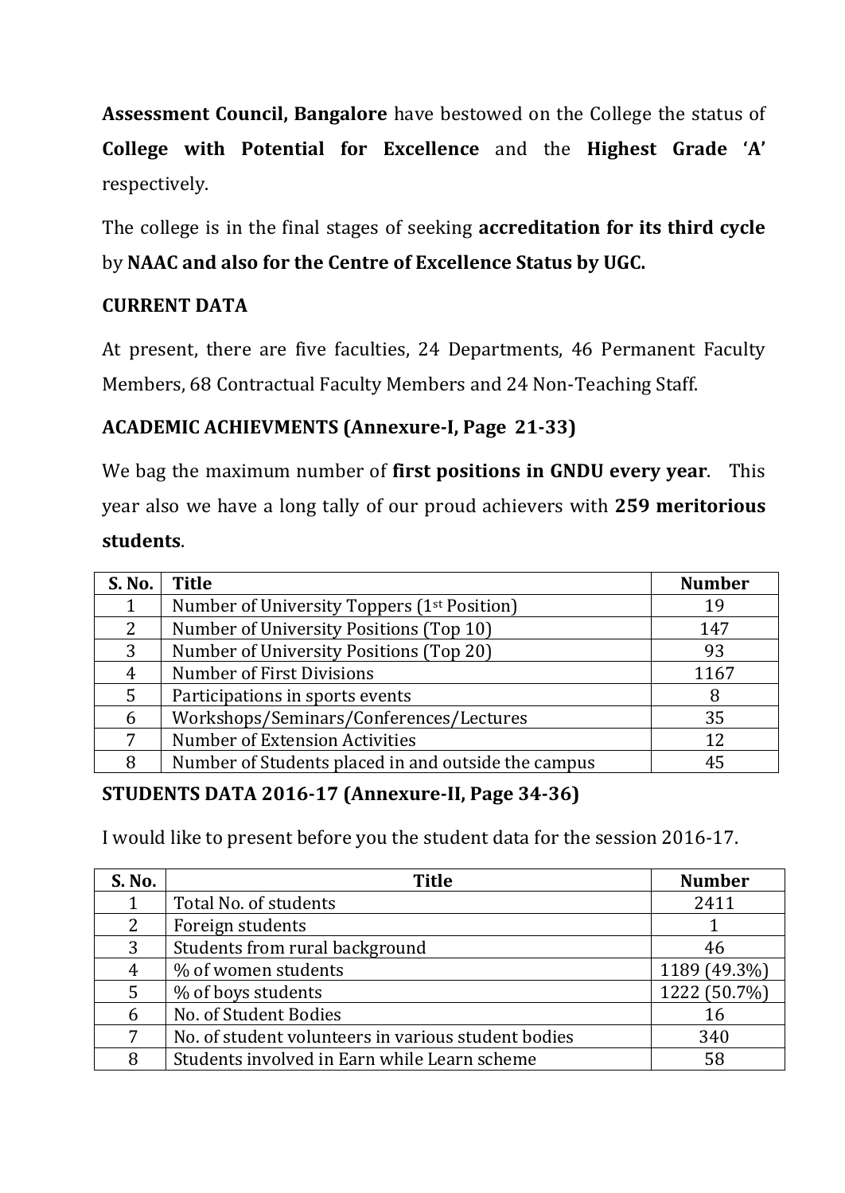**Assessment Council, Bangalore** have bestowed on the College the status of **College with Potential for Excellence** and the **Highest Grade 'A'** respectively.

The college is in the final stages of seeking **accreditation for its third cycle** by **NAAC and also for the Centre of Excellence Status by UGC.**

**CURRENT DATA**

At present, there are five faculties, 24 Departments, 46 Permanent Faculty Members, 68 Contractual Faculty Members and 24 Non-Teaching Staff.

**ACADEMIC ACHIEVMENTS (Annexure-I, Page 21-33)**

We bag the maximum number of **first positions in GNDU every year**. This year also we have a long tally of our proud achievers with **259 meritorious students**.

| S. No. | Title | Number |
|---|---|---|
| 1 | Number of University Toppers (1st Position) | 19 |
| 2 | Number of University Positions (Top 10) | 147 |
| 3 | Number of University Positions (Top 20) | 93 |
| 4 | Number of First Divisions | 1167 |
| 5 | Participations in sports events | 8 |
| 6 | Workshops/Seminars/Conferences/Lectures | 35 |
| 7 | Number of Extension Activities | 12 |
| 8 | Number of Students placed in and outside the campus | 45 |

**STUDENTS DATA 2016-17 (Annexure-II, Page 34-36)**

I would like to present before you the student data for the session 2016-17.

| S. No. | Title | Number |
|---|---|---|
| 1 | Total No. of students | 2411 |
| 2 | Foreign students | 1 |
| 3 | Students from rural background | 46 |
| 4 | % of women students | 1189 (49.3%) |
| 5 | % of boys students | 1222 (50.7%) |
| 6 | No. of Student Bodies | 16 |
| 7 | No. of student volunteers in various student bodies | 340 |
| 8 | Students involved in Earn while Learn scheme | 58 |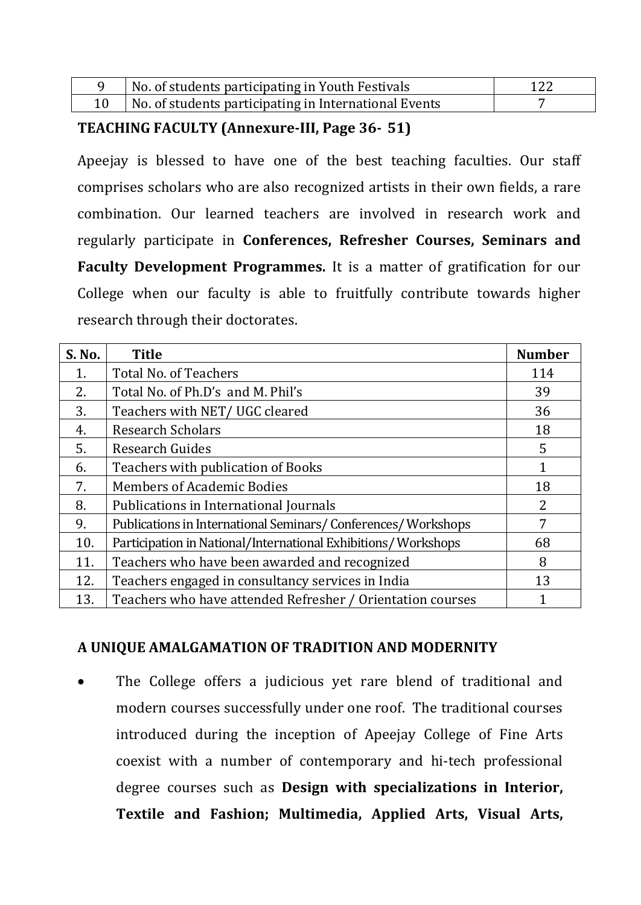| 9 | No. of students participating in Youth Festivals | 122 |
|---|---|---|
| 10 | No. of students participating in International Events | 7 |

**TEACHING FACULTY (Annexure-III, Page 36- 51)**

Apeejay is blessed to have one of the best teaching faculties. Our staff comprises scholars who are also recognized artists in their own fields, a rare combination. Our learned teachers are involved in research work and regularly participate in **Conferences, Refresher Courses, Seminars and Faculty Development Programmes.** It is a matter of gratification for our College when our faculty is able to fruitfully contribute towards higher research through their doctorates.

| S. No. | Title | Number |
|---|---|---|
| 1. | Total No. of Teachers | 114 |
| 2. | Total No. of Ph.D's and M. Phil's | 39 |
| 3. | Teachers with NET/ UGC cleared | 36 |
| 4. | Research Scholars | 18 |
| 5. | Research Guides | 5 |
| 6. | Teachers with publication of Books | 1 |
| 7. | Members of Academic Bodies | 18 |
| 8. | Publications in International Journals | 2 |
| 9. | Publications in International Seminars/ Conferences/ Workshops | 7 |
| 10. | Participation in National/International Exhibitions/ Workshops | 68 |
| 11. | Teachers who have been awarded and recognized | 8 |
| 12. | Teachers engaged in consultancy services in India | 13 |
| 13. | Teachers who have attended Refresher / Orientation courses | 1 |

**A UNIQUE AMALGAMATION OF TRADITION AND MODERNITY**

- The College offers a judicious yet rare blend of traditional and modern courses successfully under one roof. The traditional courses introduced during the inception of Apeejay College of Fine Arts coexist with a number of contemporary and hi-tech professional degree courses such as **Design with specializations in Interior, Textile and Fashion; Multimedia, Applied Arts, Visual Arts,**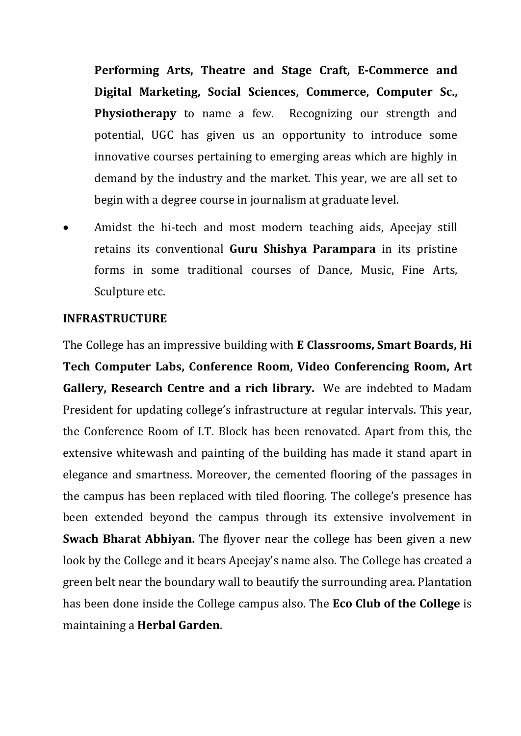**Performing Arts, Theatre and Stage Craft, E-Commerce and Digital Marketing, Social Sciences, Commerce, Computer Sc., Physiotherapy** to name a few. Recognizing our strength and potential, UGC has given us an opportunity to introduce some innovative courses pertaining to emerging areas which are highly in demand by the industry and the market. This year, we are all set to begin with a degree course in journalism at graduate level.

- Amidst the hi-tech and most modern teaching aids, Apeejay still retains its conventional **Guru Shishya Parampara** in its pristine forms in some traditional courses of Dance, Music, Fine Arts, Sculpture etc.

**INFRASTRUCTURE**

The College has an impressive building with **E Classrooms, Smart Boards, Hi Tech Computer Labs, Conference Room, Video Conferencing Room, Art Gallery, Research Centre and a rich library.** We are indebted to Madam President for updating college's infrastructure at regular intervals. This year, the Conference Room of I.T. Block has been renovated. Apart from this, the extensive whitewash and painting of the building has made it stand apart in elegance and smartness. Moreover, the cemented flooring of the passages in the campus has been replaced with tiled flooring. The college's presence has been extended beyond the campus through its extensive involvement in **Swach Bharat Abhiyan.** The flyover near the college has been given a new look by the College and it bears Apeejay's name also. The College has created a green belt near the boundary wall to beautify the surrounding area. Plantation has been done inside the College campus also. The **Eco Club of the College** is maintaining a **Herbal Garden**.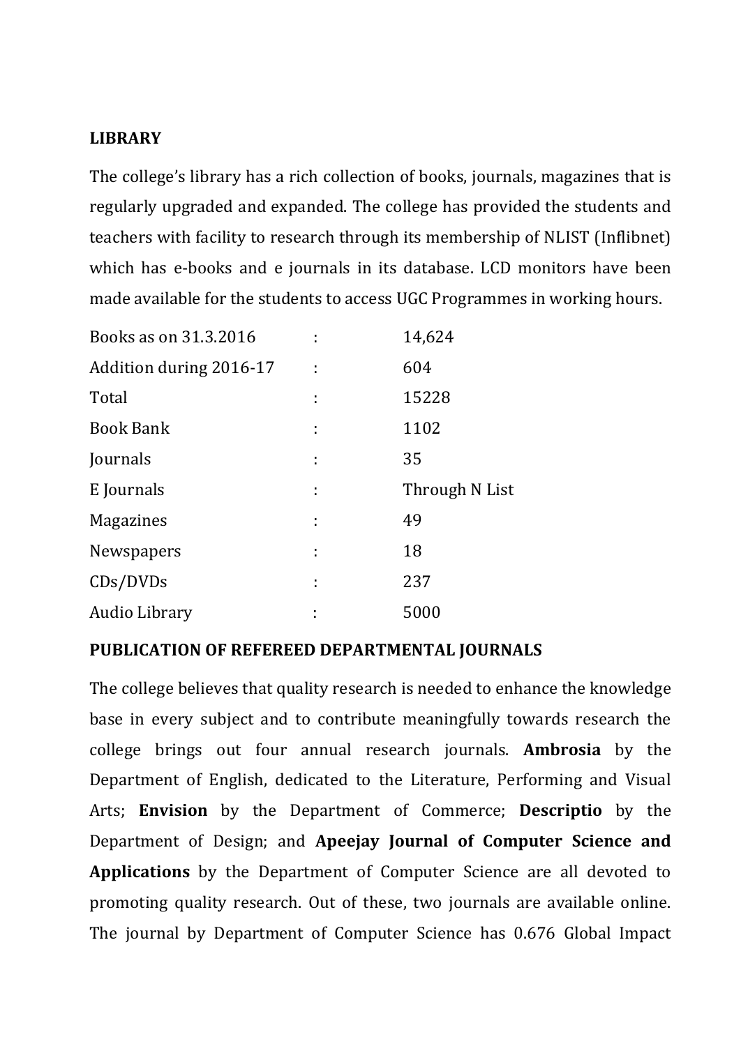## LIBRARY

The college's library has a rich collection of books, journals, magazines that is regularly upgraded and expanded. The college has provided the students and teachers with facility to research through its membership of NLIST (Inflibnet) which has e-books and e journals in its database. LCD monitors have been made available for the students to access UGC Programmes in working hours.

| | | |
|---|---|---|
| Books as on 31.3.2016 | : | 14,624 |
| Addition during 2016-17 | : | 604 |
| Total | : | 15228 |
| Book Bank | : | 1102 |
| Journals | : | 35 |
| E Journals | : | Through N List |
| Magazines | : | 49 |
| Newspapers | : | 18 |
| CDs/DVDs | : | 237 |
| Audio Library | : | 5000 |

## PUBLICATION OF REFEREED DEPARTMENTAL JOURNALS

The college believes that quality research is needed to enhance the knowledge base in every subject and to contribute meaningfully towards research the college brings out four annual research journals. **Ambrosia** by the Department of English, dedicated to the Literature, Performing and Visual Arts; **Envision** by the Department of Commerce; **Descriptio** by the Department of Design; and **Apeejay Journal of Computer Science and Applications** by the Department of Computer Science are all devoted to promoting quality research. Out of these, two journals are available online. The journal by Department of Computer Science has 0.676 Global Impact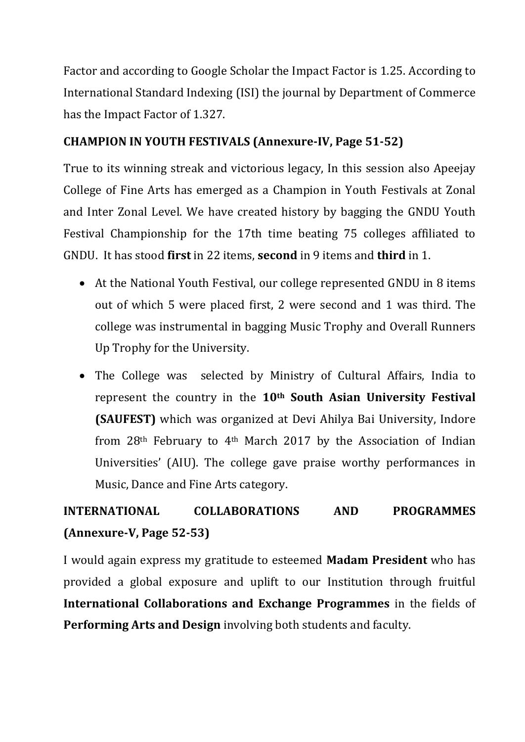Factor and according to Google Scholar the Impact Factor is 1.25. According to International Standard Indexing (ISI) the journal by Department of Commerce has the Impact Factor of 1.327.

**CHAMPION IN YOUTH FESTIVALS (Annexure-IV, Page 51-52)**

True to its winning streak and victorious legacy, In this session also Apeejay College of Fine Arts has emerged as a Champion in Youth Festivals at Zonal and Inter Zonal Level. We have created history by bagging the GNDU Youth Festival Championship for the 17th time beating 75 colleges affiliated to GNDU. It has stood **first** in 22 items, **second** in 9 items and **third** in 1.

- At the National Youth Festival, our college represented GNDU in 8 items out of which 5 were placed first, 2 were second and 1 was third. The college was instrumental in bagging Music Trophy and Overall Runners Up Trophy for the University.
- The College was selected by Ministry of Cultural Affairs, India to represent the country in the **10th South Asian University Festival (SAUFEST)** which was organized at Devi Ahilya Bai University, Indore from 28th February to 4th March 2017 by the Association of Indian Universities' (AIU). The college gave praise worthy performances in Music, Dance and Fine Arts category.

**INTERNATIONAL COLLABORATIONS AND PROGRAMMES (Annexure-V, Page 52-53)**

I would again express my gratitude to esteemed **Madam President** who has provided a global exposure and uplift to our Institution through fruitful **International Collaborations and Exchange Programmes** in the fields of **Performing Arts and Design** involving both students and faculty.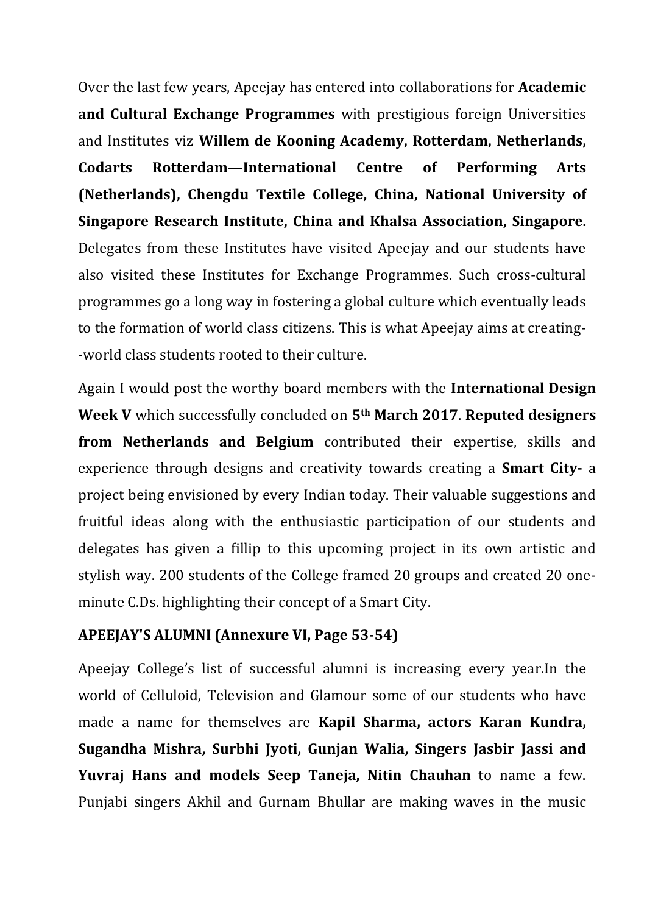Over the last few years, Apeejay has entered into collaborations for **Academic and Cultural Exchange Programmes** with prestigious foreign Universities and Institutes viz **Willem de Kooning Academy, Rotterdam, Netherlands, Codarts Rotterdam—International Centre of Performing Arts (Netherlands), Chengdu Textile College, China, National University of Singapore Research Institute, China and Khalsa Association, Singapore.** Delegates from these Institutes have visited Apeejay and our students have also visited these Institutes for Exchange Programmes. Such cross-cultural programmes go a long way in fostering a global culture which eventually leads to the formation of world class citizens. This is what Apeejay aims at creating--world class students rooted to their culture.

Again I would post the worthy board members with the **International Design Week V** which successfully concluded on **5th March 2017**. **Reputed designers from Netherlands and Belgium** contributed their expertise, skills and experience through designs and creativity towards creating a **Smart City-** a project being envisioned by every Indian today. Their valuable suggestions and fruitful ideas along with the enthusiastic participation of our students and delegates has given a fillip to this upcoming project in its own artistic and stylish way. 200 students of the College framed 20 groups and created 20 one-minute C.Ds. highlighting their concept of a Smart City.

**APEEJAY'S ALUMNI (Annexure VI, Page 53-54)**

Apeejay College's list of successful alumni is increasing every year.In the world of Celluloid, Television and Glamour some of our students who have made a name for themselves are **Kapil Sharma, actors Karan Kundra, Sugandha Mishra, Surbhi Jyoti, Gunjan Walia, Singers Jasbir Jassi and Yuvraj Hans and models Seep Taneja, Nitin Chauhan** to name a few. Punjabi singers Akhil and Gurnam Bhullar are making waves in the music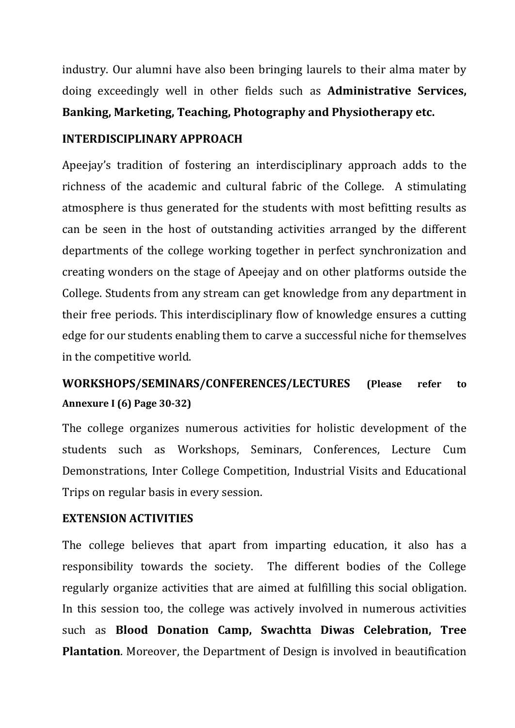industry. Our alumni have also been bringing laurels to their alma mater by doing exceedingly well in other fields such as **Administrative Services, Banking, Marketing, Teaching, Photography and Physiotherapy etc.**

**INTERDISCIPLINARY APPROACH**

Apeejay's tradition of fostering an interdisciplinary approach adds to the richness of the academic and cultural fabric of the College. A stimulating atmosphere is thus generated for the students with most befitting results as can be seen in the host of outstanding activities arranged by the different departments of the college working together in perfect synchronization and creating wonders on the stage of Apeejay and on other platforms outside the College. Students from any stream can get knowledge from any department in their free periods. This interdisciplinary flow of knowledge ensures a cutting edge for our students enabling them to carve a successful niche for themselves in the competitive world.

**WORKSHOPS/SEMINARS/CONFERENCES/LECTURES (Please refer to Annexure I (6) Page 30-32)**

The college organizes numerous activities for holistic development of the students such as Workshops, Seminars, Conferences, Lecture Cum Demonstrations, Inter College Competition, Industrial Visits and Educational Trips on regular basis in every session.

**EXTENSION ACTIVITIES**

The college believes that apart from imparting education, it also has a responsibility towards the society. The different bodies of the College regularly organize activities that are aimed at fulfilling this social obligation. In this session too, the college was actively involved in numerous activities such as **Blood Donation Camp, Swachtta Diwas Celebration, Tree Plantation**. Moreover, the Department of Design is involved in beautification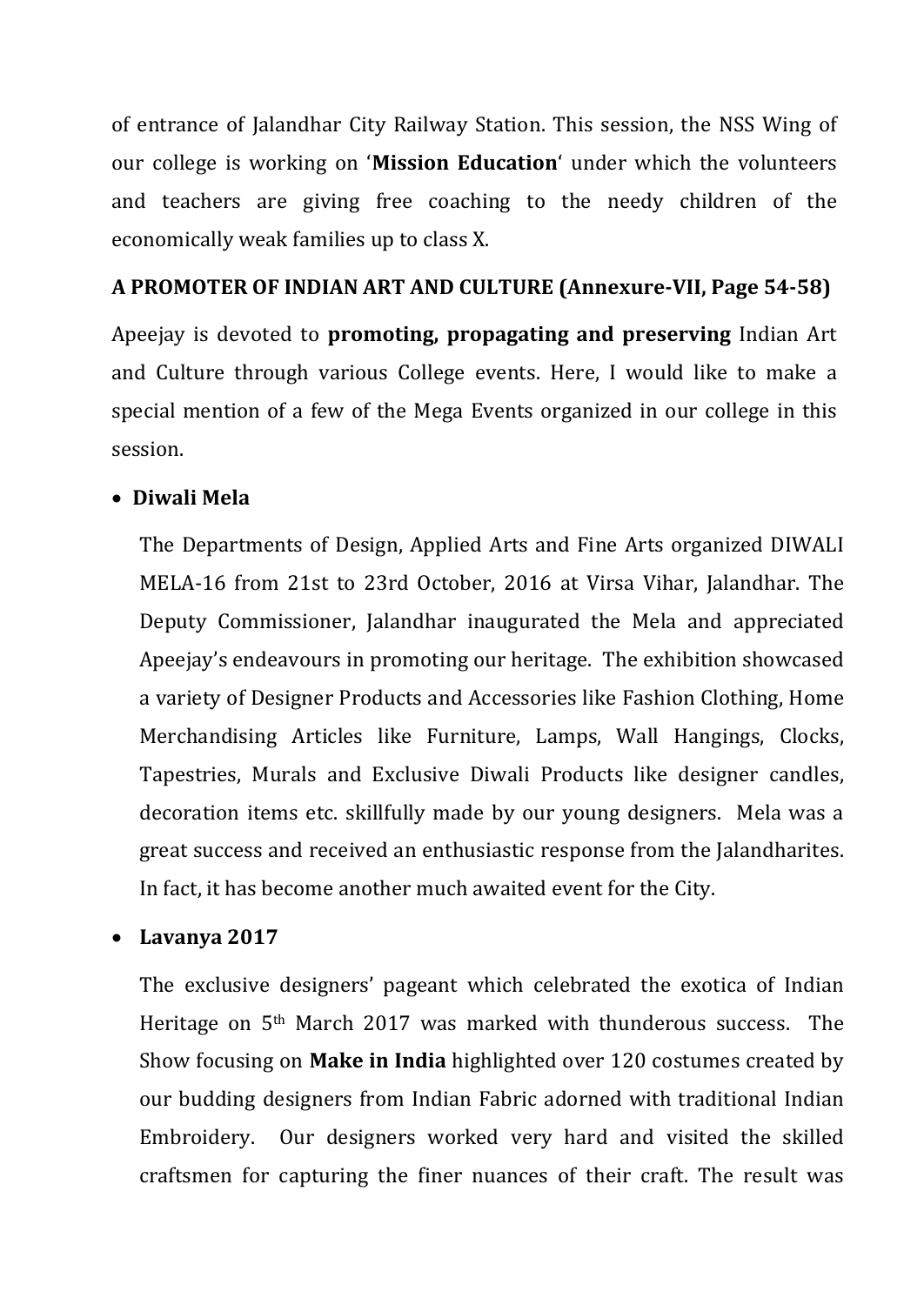of entrance of Jalandhar City Railway Station. This session, the NSS Wing of our college is working on '**Mission Education**' under which the volunteers and teachers are giving free coaching to the needy children of the economically weak families up to class X.

**A PROMOTER OF INDIAN ART AND CULTURE (Annexure-VII, Page 54-58)**

Apeejay is devoted to **promoting, propagating and preserving** Indian Art and Culture through various College events. Here, I would like to make a special mention of a few of the Mega Events organized in our college in this session.

- **Diwali Mela**

  The Departments of Design, Applied Arts and Fine Arts organized DIWALI MELA-16 from 21st to 23rd October, 2016 at Virsa Vihar, Jalandhar. The Deputy Commissioner, Jalandhar inaugurated the Mela and appreciated Apeejay's endeavours in promoting our heritage. The exhibition showcased a variety of Designer Products and Accessories like Fashion Clothing, Home Merchandising Articles like Furniture, Lamps, Wall Hangings, Clocks, Tapestries, Murals and Exclusive Diwali Products like designer candles, decoration items etc. skillfully made by our young designers. Mela was a great success and received an enthusiastic response from the Jalandharites. In fact, it has become another much awaited event for the City.

- **Lavanya 2017**

  The exclusive designers' pageant which celebrated the exotica of Indian Heritage on 5th March 2017 was marked with thunderous success. The Show focusing on **Make in India** highlighted over 120 costumes created by our budding designers from Indian Fabric adorned with traditional Indian Embroidery. Our designers worked very hard and visited the skilled craftsmen for capturing the finer nuances of their craft. The result was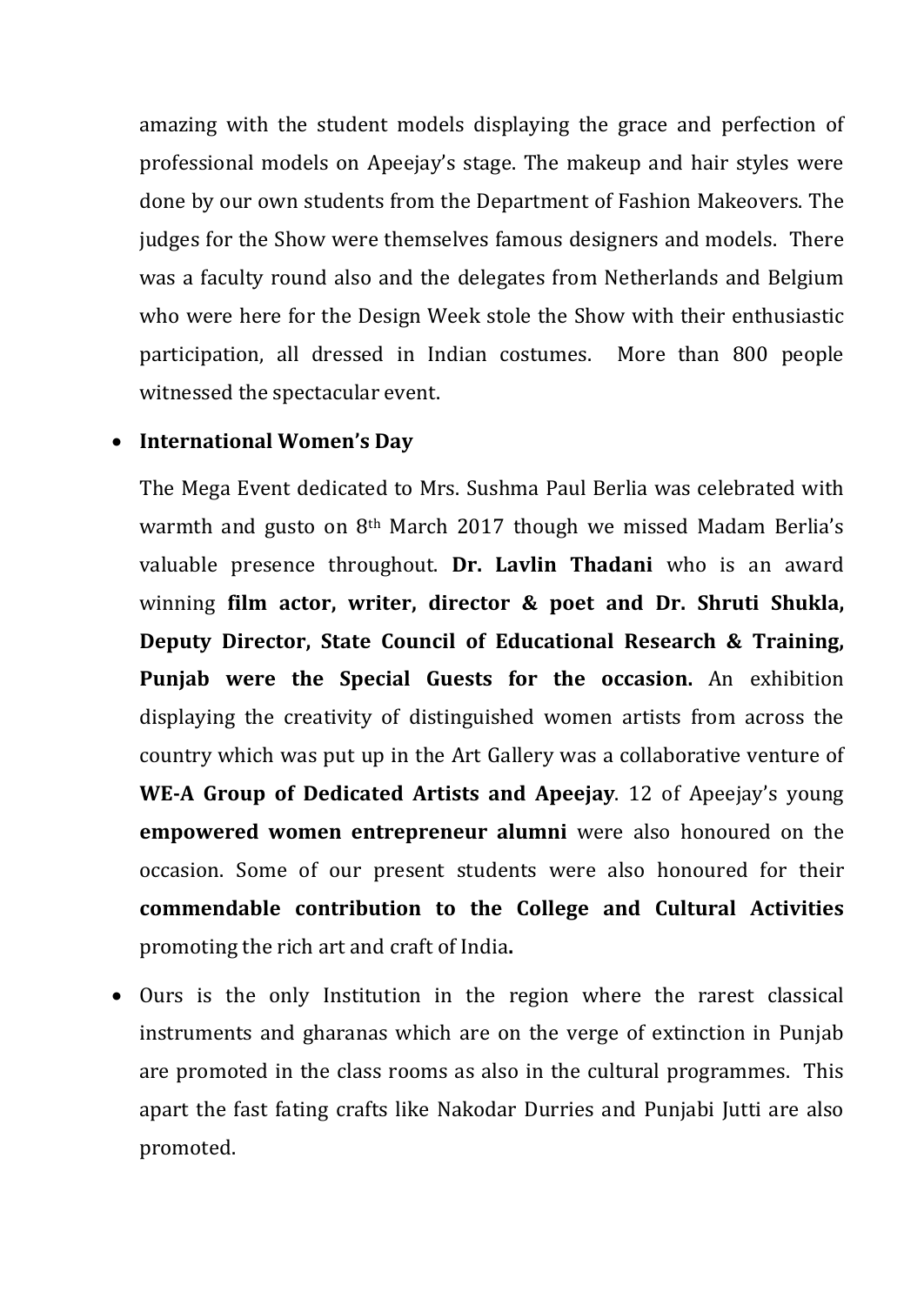amazing with the student models displaying the grace and perfection of professional models on Apeejay's stage. The makeup and hair styles were done by our own students from the Department of Fashion Makeovers. The judges for the Show were themselves famous designers and models. There was a faculty round also and the delegates from Netherlands and Belgium who were here for the Design Week stole the Show with their enthusiastic participation, all dressed in Indian costumes. More than 800 people witnessed the spectacular event.

- **International Women's Day**

  The Mega Event dedicated to Mrs. Sushma Paul Berlia was celebrated with warmth and gusto on 8th March 2017 though we missed Madam Berlia's valuable presence throughout. **Dr. Lavlin Thadani** who is an award winning **film actor, writer, director & poet and Dr. Shruti Shukla, Deputy Director, State Council of Educational Research & Training, Punjab were the Special Guests for the occasion.** An exhibition displaying the creativity of distinguished women artists from across the country which was put up in the Art Gallery was a collaborative venture of **WE-A Group of Dedicated Artists and Apeejay**. 12 of Apeejay's young **empowered women entrepreneur alumni** were also honoured on the occasion. Some of our present students were also honoured for their **commendable contribution to the College and Cultural Activities** promoting the rich art and craft of India**.**

- Ours is the only Institution in the region where the rarest classical instruments and gharanas which are on the verge of extinction in Punjab are promoted in the class rooms as also in the cultural programmes. This apart the fast fating crafts like Nakodar Durries and Punjabi Jutti are also promoted.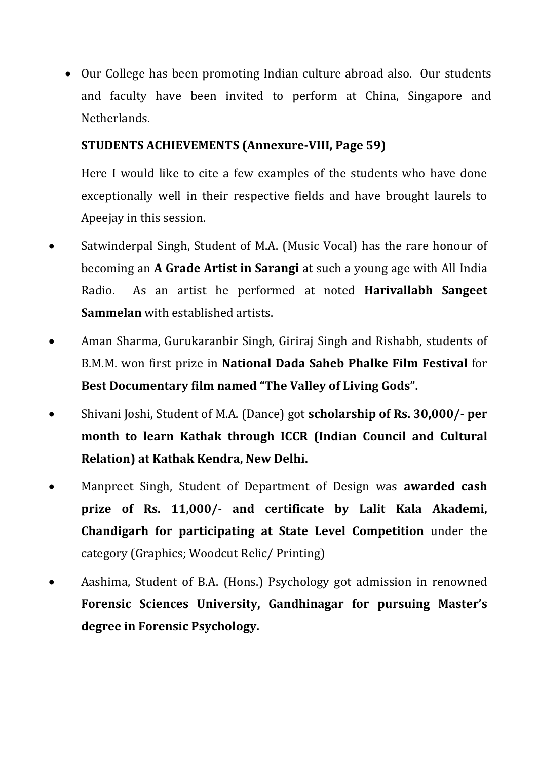- Our College has been promoting Indian culture abroad also. Our students and faculty have been invited to perform at China, Singapore and Netherlands.

**STUDENTS ACHIEVEMENTS (Annexure-VIII, Page 59)**

Here I would like to cite a few examples of the students who have done exceptionally well in their respective fields and have brought laurels to Apeejay in this session.

- Satwinderpal Singh, Student of M.A. (Music Vocal) has the rare honour of becoming an **A Grade Artist in Sarangi** at such a young age with All India Radio. As an artist he performed at noted **Harivallabh Sangeet Sammelan** with established artists.
- Aman Sharma, Gurukaranbir Singh, Giriraj Singh and Rishabh, students of B.M.M. won first prize in **National Dada Saheb Phalke Film Festival** for **Best Documentary film named "The Valley of Living Gods".**
- Shivani Joshi, Student of M.A. (Dance) got **scholarship of Rs. 30,000/- per month to learn Kathak through ICCR (Indian Council and Cultural Relation) at Kathak Kendra, New Delhi.**
- Manpreet Singh, Student of Department of Design was **awarded cash prize of Rs. 11,000/- and certificate by Lalit Kala Akademi, Chandigarh for participating at State Level Competition** under the category (Graphics; Woodcut Relic/ Printing)
- Aashima, Student of B.A. (Hons.) Psychology got admission in renowned **Forensic Sciences University, Gandhinagar for pursuing Master's degree in Forensic Psychology.**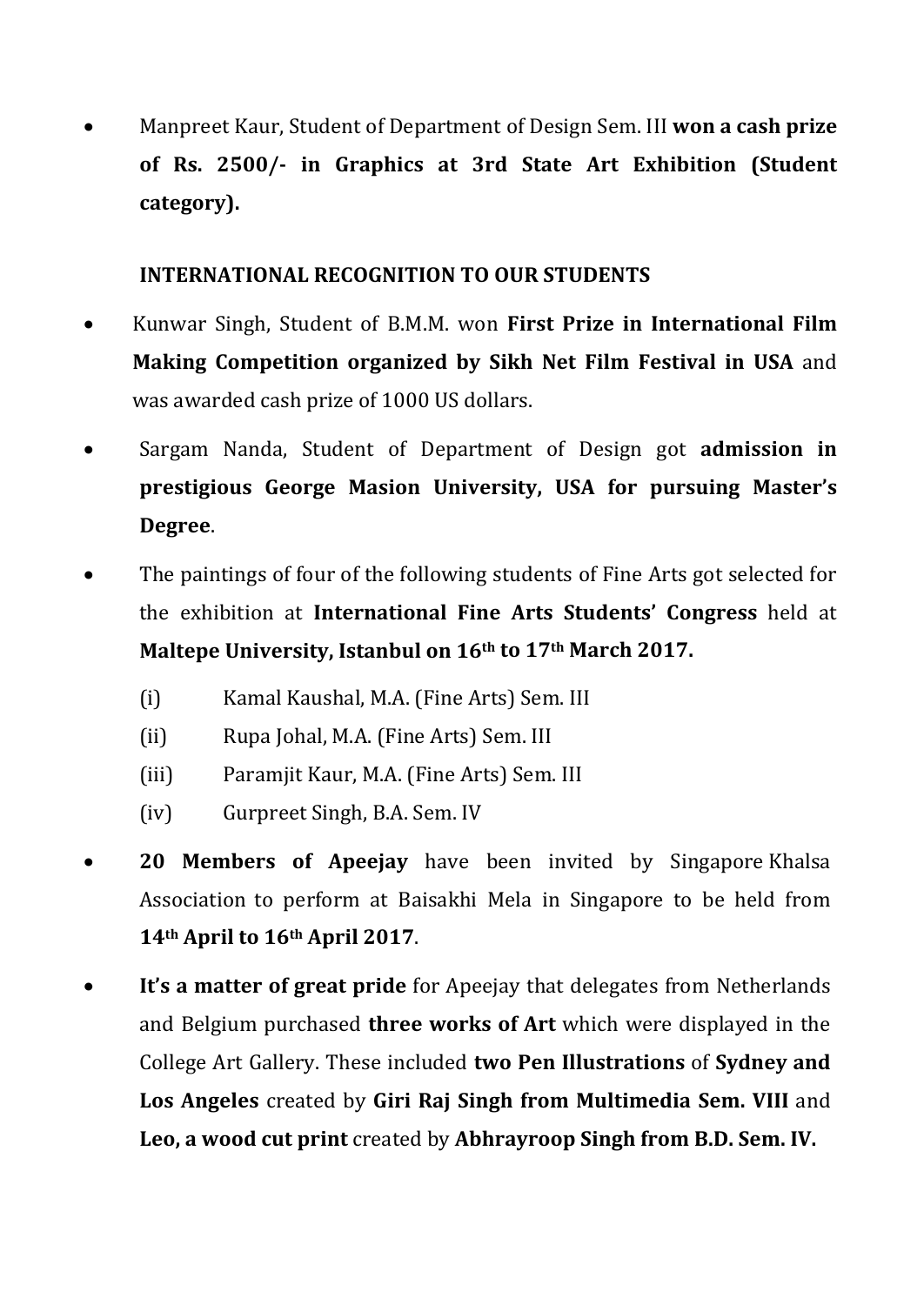- Manpreet Kaur, Student of Department of Design Sem. III **won a cash prize of Rs. 2500/- in Graphics at 3rd State Art Exhibition (Student category).**

**INTERNATIONAL RECOGNITION TO OUR STUDENTS**

- Kunwar Singh, Student of B.M.M. won **First Prize in International Film Making Competition organized by Sikh Net Film Festival in USA** and was awarded cash prize of 1000 US dollars.
- Sargam Nanda, Student of Department of Design got **admission in prestigious George Masion University, USA for pursuing Master's Degree**.
- The paintings of four of the following students of Fine Arts got selected for the exhibition at **International Fine Arts Students' Congress** held at **Maltepe University, Istanbul on 16th to 17th March 2017.**
    - (i) Kamal Kaushal, M.A. (Fine Arts) Sem. III
    - (ii) Rupa Johal, M.A. (Fine Arts) Sem. III
    - (iii) Paramjit Kaur, M.A. (Fine Arts) Sem. III
    - (iv) Gurpreet Singh, B.A. Sem. IV
- **20 Members of Apeejay** have been invited by Singapore Khalsa Association to perform at Baisakhi Mela in Singapore to be held from **14th April to 16th April 2017**.
- **It's a matter of great pride** for Apeejay that delegates from Netherlands and Belgium purchased **three works of Art** which were displayed in the College Art Gallery. These included **two Pen Illustrations** of **Sydney and Los Angeles** created by **Giri Raj Singh from Multimedia Sem. VIII** and **Leo, a wood cut print** created by **Abhrayroop Singh from B.D. Sem. IV.**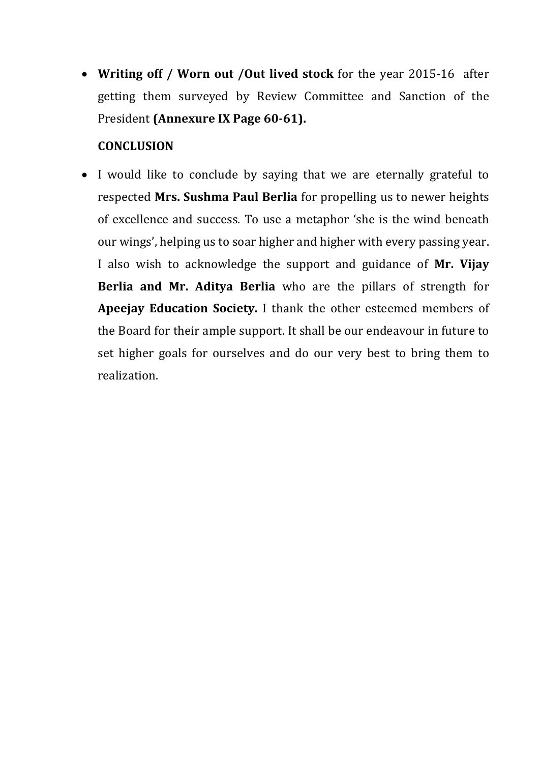- **Writing off / Worn out /Out lived stock** for the year 2015-16 after getting them surveyed by Review Committee and Sanction of the President **(Annexure IX Page 60-61).**

**CONCLUSION**

- I would like to conclude by saying that we are eternally grateful to respected **Mrs. Sushma Paul Berlia** for propelling us to newer heights of excellence and success. To use a metaphor 'she is the wind beneath our wings', helping us to soar higher and higher with every passing year. I also wish to acknowledge the support and guidance of **Mr. Vijay Berlia and Mr. Aditya Berlia** who are the pillars of strength for **Apeejay Education Society.** I thank the other esteemed members of the Board for their ample support. It shall be our endeavour in future to set higher goals for ourselves and do our very best to bring them to realization.